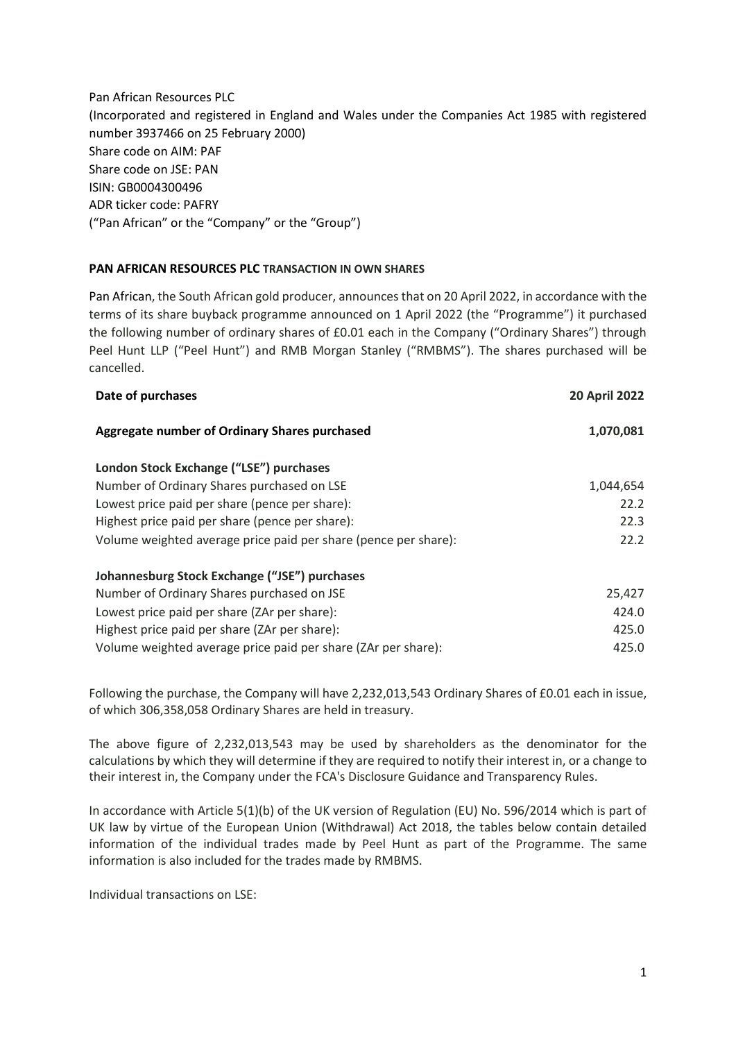Pan African Resources PLC
(Incorporated and registered in England and Wales under the Companies Act 1985 with registered number 3937466 on 25 February 2000)
Share code on AIM: PAF
Share code on JSE: PAN
ISIN: GB0004300496
ADR ticker code: PAFRY
("Pan African" or the "Company" or the "Group")

**PAN AFRICAN RESOURCES PLC TRANSACTION IN OWN SHARES**

Pan African, the South African gold producer, announces that on 20 April 2022, in accordance with the terms of its share buyback programme announced on 1 April 2022 (the "Programme") it purchased the following number of ordinary shares of £0.01 each in the Company ("Ordinary Shares") through Peel Hunt LLP ("Peel Hunt") and RMB Morgan Stanley ("RMBMS"). The shares purchased will be cancelled.

| **Date of purchases** | **20 April 2022** |
|---|---|
| **Aggregate number of Ordinary Shares purchased** | **1,070,081** |
| **London Stock Exchange ("LSE") purchases** | |
| Number of Ordinary Shares purchased on LSE | 1,044,654 |
| Lowest price paid per share (pence per share): | 22.2 |
| Highest price paid per share (pence per share): | 22.3 |
| Volume weighted average price paid per share (pence per share): | 22.2 |
| **Johannesburg Stock Exchange ("JSE") purchases** | |
| Number of Ordinary Shares purchased on JSE | 25,427 |
| Lowest price paid per share (ZAr per share): | 424.0 |
| Highest price paid per share (ZAr per share): | 425.0 |
| Volume weighted average price paid per share (ZAr per share): | 425.0 |

Following the purchase, the Company will have 2,232,013,543 Ordinary Shares of £0.01 each in issue, of which 306,358,058 Ordinary Shares are held in treasury.

The above figure of 2,232,013,543 may be used by shareholders as the denominator for the calculations by which they will determine if they are required to notify their interest in, or a change to their interest in, the Company under the FCA's Disclosure Guidance and Transparency Rules.

In accordance with Article 5(1)(b) of the UK version of Regulation (EU) No. 596/2014 which is part of UK law by virtue of the European Union (Withdrawal) Act 2018, the tables below contain detailed information of the individual trades made by Peel Hunt as part of the Programme. The same information is also included for the trades made by RMBMS.

Individual transactions on LSE: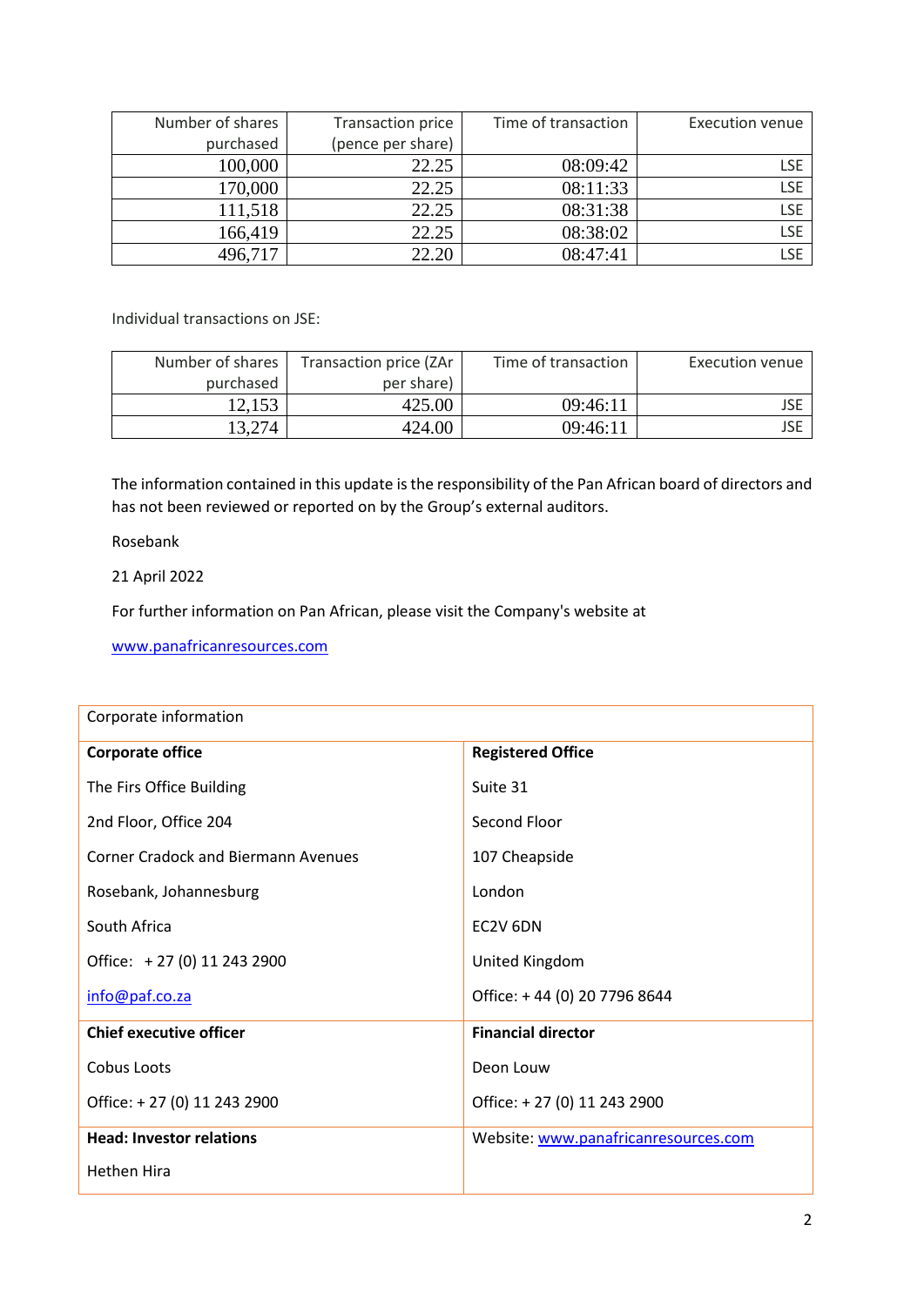| Number of shares purchased | Transaction price (pence per share) | Time of transaction | Execution venue |
|---|---|---|---|
| 100,000 | 22.25 | 08:09:42 | LSE |
| 170,000 | 22.25 | 08:11:33 | LSE |
| 111,518 | 22.25 | 08:31:38 | LSE |
| 166,419 | 22.25 | 08:38:02 | LSE |
| 496,717 | 22.20 | 08:47:41 | LSE |

Individual transactions on JSE:

| Number of shares purchased | Transaction price (ZAr per share) | Time of transaction | Execution venue |
|---|---|---|---|
| 12,153 | 425.00 | 09:46:11 | JSE |
| 13,274 | 424.00 | 09:46:11 | JSE |

The information contained in this update is the responsibility of the Pan African board of directors and has not been reviewed or reported on by the Group's external auditors.

Rosebank

21 April 2022

For further information on Pan African, please visit the Company's website at

www.panafricanresources.com

| Corporate information | |
|---|---|
| **Corporate office** | **Registered Office** |
| The Firs Office Building | Suite 31 |
| 2nd Floor, Office 204 | Second Floor |
| Corner Cradock and Biermann Avenues | 107 Cheapside |
| Rosebank, Johannesburg | London |
| South Africa | EC2V 6DN |
| Office: + 27 (0) 11 243 2900 | United Kingdom |
| info@paf.co.za | Office: + 44 (0) 20 7796 8644 |
| **Chief executive officer** | **Financial director** |
| Cobus Loots | Deon Louw |
| Office: + 27 (0) 11 243 2900 | Office: + 27 (0) 11 243 2900 |
| **Head: Investor relations** | Website: www.panafricanresources.com |
| Hethen Hira | |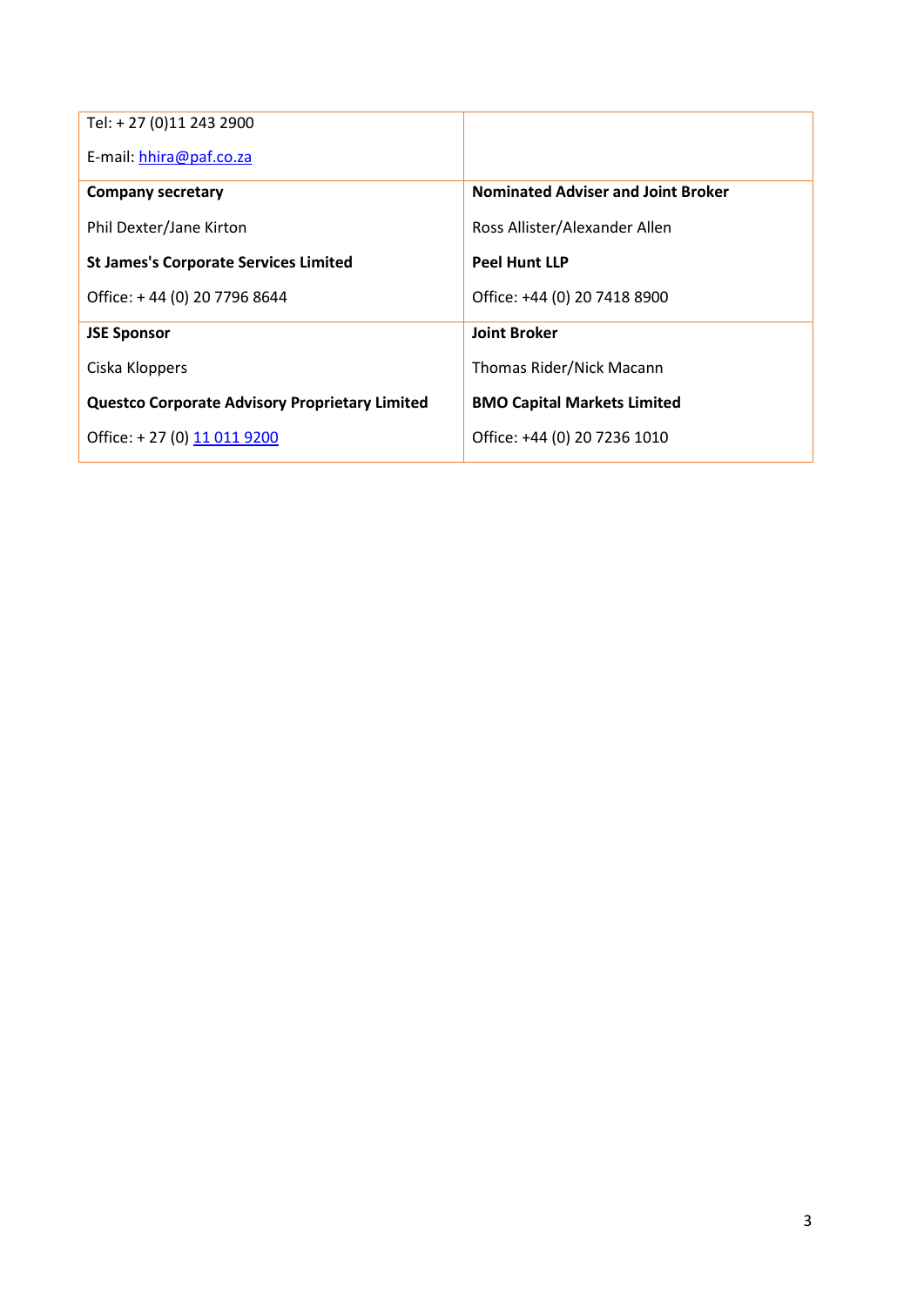| | |
|---|---|
| Tel: + 27 (0)11 243 2900<br><br>E-mail: hhira@paf.co.za | |
| **Company secretary**<br><br>Phil Dexter/Jane Kirton<br><br>**St James's Corporate Services Limited**<br><br>Office: + 44 (0) 20 7796 8644 | **Nominated Adviser and Joint Broker**<br><br>Ross Allister/Alexander Allen<br><br>**Peel Hunt LLP**<br><br>Office: +44 (0) 20 7418 8900 |
| **JSE Sponsor**<br><br>Ciska Kloppers<br><br>**Questco Corporate Advisory Proprietary Limited**<br><br>Office: + 27 (0) 11 011 9200 | **Joint Broker**<br><br>Thomas Rider/Nick Macann<br><br>**BMO Capital Markets Limited**<br><br>Office: +44 (0) 20 7236 1010 |